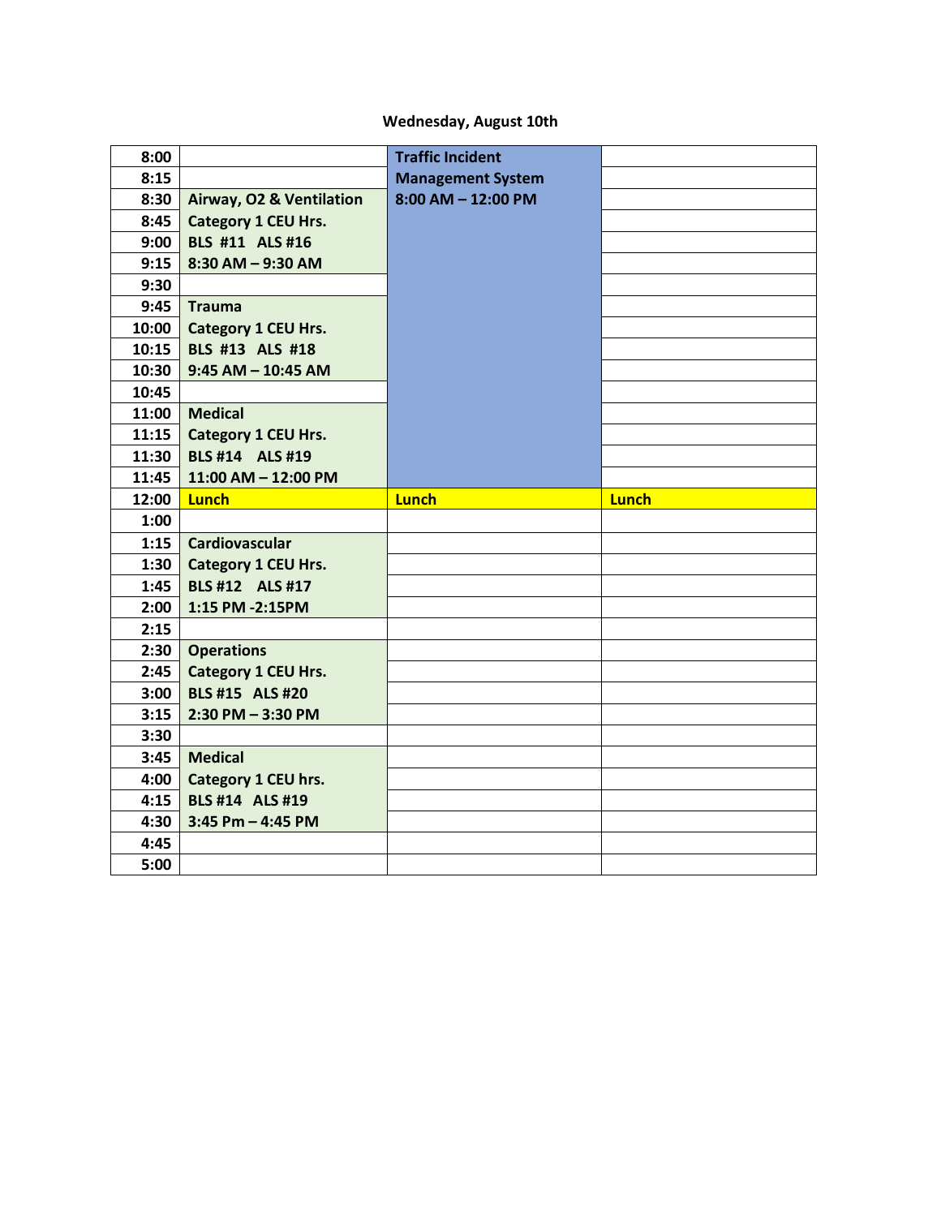Wednesday, August 10th

| | | | |
|---|---|---|---|
| **8:00** | | **Traffic Incident** | |
| **8:15** | | **Management System** | |
| **8:30** | **Airway, O2 & Ventilation** | **8:00 AM – 12:00 PM** | |
| **8:45** | **Category 1 CEU Hrs.** | | |
| **9:00** | **BLS #11 ALS #16** | | |
| **9:15** | **8:30 AM – 9:30 AM** | | |
| **9:30** | | | |
| **9:45** | **Trauma** | | |
| **10:00** | **Category 1 CEU Hrs.** | | |
| **10:15** | **BLS #13 ALS #18** | | |
| **10:30** | **9:45 AM – 10:45 AM** | | |
| **10:45** | | | |
| **11:00** | **Medical** | | |
| **11:15** | **Category 1 CEU Hrs.** | | |
| **11:30** | **BLS #14 ALS #19** | | |
| **11:45** | **11:00 AM – 12:00 PM** | | |
| **12:00** | **Lunch** | **Lunch** | **Lunch** |
| **1:00** | | | |
| **1:15** | **Cardiovascular** | | |
| **1:30** | **Category 1 CEU Hrs.** | | |
| **1:45** | **BLS #12 ALS #17** | | |
| **2:00** | **1:15 PM -2:15PM** | | |
| **2:15** | | | |
| **2:30** | **Operations** | | |
| **2:45** | **Category 1 CEU Hrs.** | | |
| **3:00** | **BLS #15 ALS #20** | | |
| **3:15** | **2:30 PM – 3:30 PM** | | |
| **3:30** | | | |
| **3:45** | **Medical** | | |
| **4:00** | **Category 1 CEU hrs.** | | |
| **4:15** | **BLS #14 ALS #19** | | |
| **4:30** | **3:45 Pm – 4:45 PM** | | |
| **4:45** | | | |
| **5:00** | | | |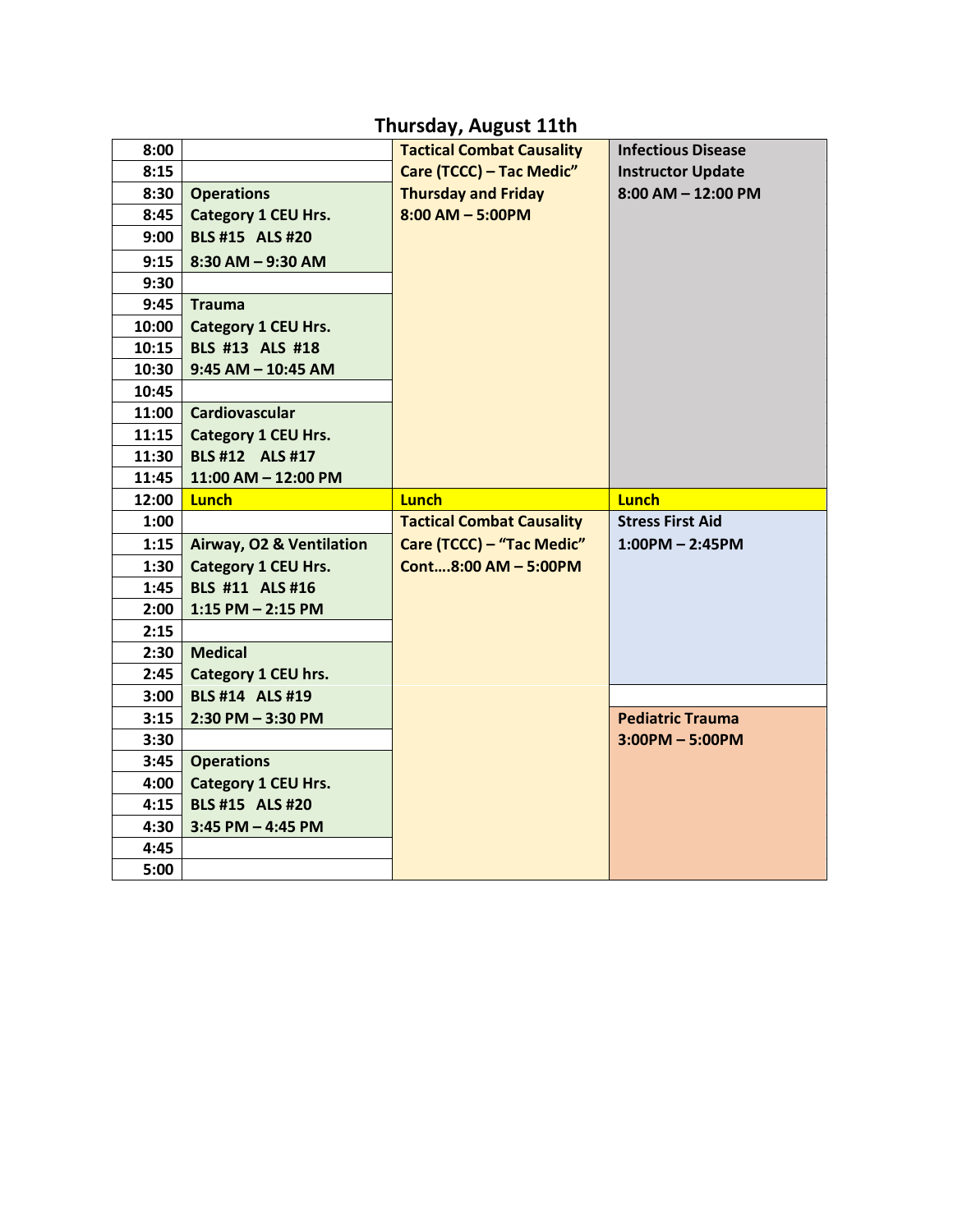## Thursday, August 11th

| Time | | | |
|---|---|---|---|
| 8:00 | | **Tactical Combat Causality Care (TCCC) – Tac Medic" Thursday and Friday 8:00 AM – 5:00PM** | **Infectious Disease Instructor Update 8:00 AM – 12:00 PM** |
| 8:15 | | | |
| 8:30 | **Operations Category 1 CEU Hrs. BLS #15 ALS #20 8:30 AM – 9:30 AM** | | |
| 8:45 | | | |
| 9:00 | | | |
| 9:15 | | | |
| 9:30 | | | |
| 9:45 | **Trauma Category 1 CEU Hrs. BLS #13 ALS #18 9:45 AM – 10:45 AM** | | |
| 10:00 | | | |
| 10:15 | | | |
| 10:30 | | | |
| 10:45 | | | |
| 11:00 | **Cardiovascular Category 1 CEU Hrs. BLS #12 ALS #17 11:00 AM – 12:00 PM** | | |
| 11:15 | | | |
| 11:30 | | | |
| 11:45 | | | |
| 12:00 | **Lunch** | **Lunch** | **Lunch** |
| 1:00 | | **Tactical Combat Causality Care (TCCC) – "Tac Medic" Cont….8:00 AM – 5:00PM** | **Stress First Aid 1:00PM – 2:45PM** |
| 1:15 | **Airway, O2 & Ventilation Category 1 CEU Hrs. BLS #11 ALS #16 1:15 PM – 2:15 PM** | | |
| 1:30 | | | |
| 1:45 | | | |
| 2:00 | | | |
| 2:15 | | | |
| 2:30 | **Medical Category 1 CEU hrs. BLS #14 ALS #19 2:30 PM – 3:30 PM** | | |
| 2:45 | | | |
| 3:00 | | | |
| 3:15 | | | **Pediatric Trauma 3:00PM – 5:00PM** |
| 3:30 | | | |
| 3:45 | **Operations Category 1 CEU Hrs. BLS #15 ALS #20 3:45 PM – 4:45 PM** | | |
| 4:00 | | | |
| 4:15 | | | |
| 4:30 | | | |
| 4:45 | | | |
| 5:00 | | | |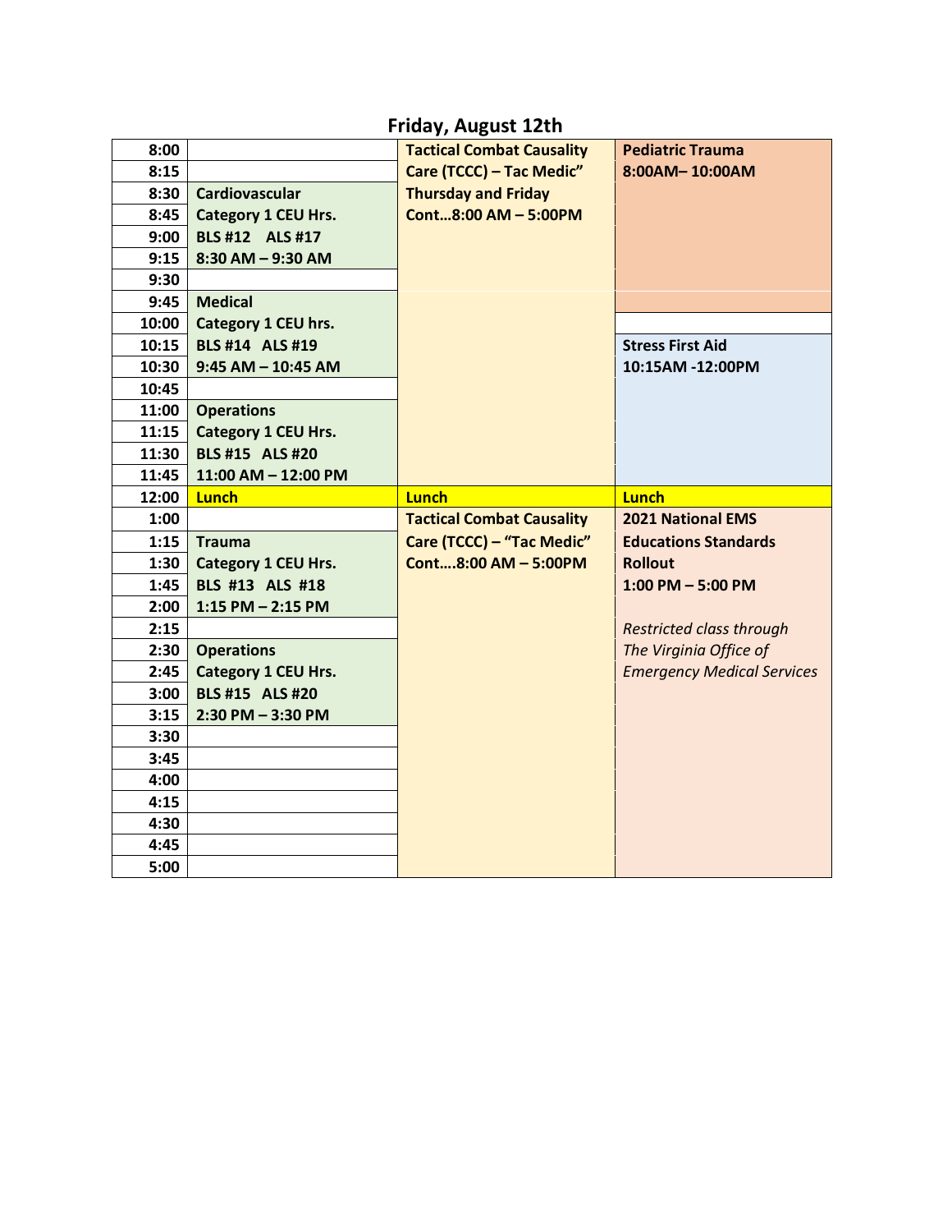## Friday, August 12th

| | | | |
|---|---|---|---|
| 8:00 | | **Tactical Combat Causality Care (TCCC) – Tac Medic" Thursday and Friday Cont…8:00 AM – 5:00PM** | **Pediatric Trauma 8:00AM– 10:00AM** |
| 8:15 | | | |
| 8:30 | **Cardiovascular** | | |
| 8:45 | **Category 1 CEU Hrs.** | | |
| 9:00 | **BLS #12 ALS #17** | | |
| 9:15 | **8:30 AM – 9:30 AM** | | |
| 9:30 | | | |
| 9:45 | **Medical** | | |
| 10:00 | **Category 1 CEU hrs.** | | |
| 10:15 | **BLS #14 ALS #19** | | **Stress First Aid 10:15AM -12:00PM** |
| 10:30 | **9:45 AM – 10:45 AM** | | |
| 10:45 | | | |
| 11:00 | **Operations** | | |
| 11:15 | **Category 1 CEU Hrs.** | | |
| 11:30 | **BLS #15 ALS #20** | | |
| 11:45 | **11:00 AM – 12:00 PM** | | |
| 12:00 | **Lunch** | **Lunch** | **Lunch** |
| 1:00 | | **Tactical Combat Causality Care (TCCC) – "Tac Medic" Cont….8:00 AM – 5:00PM** | **2021 National EMS Educations Standards Rollout 1:00 PM – 5:00 PM** *Restricted class through The Virginia Office of Emergency Medical Services* |
| 1:15 | **Trauma** | | |
| 1:30 | **Category 1 CEU Hrs.** | | |
| 1:45 | **BLS #13 ALS #18** | | |
| 2:00 | **1:15 PM – 2:15 PM** | | |
| 2:15 | | | |
| 2:30 | **Operations** | | |
| 2:45 | **Category 1 CEU Hrs.** | | |
| 3:00 | **BLS #15 ALS #20** | | |
| 3:15 | **2:30 PM – 3:30 PM** | | |
| 3:30 | | | |
| 3:45 | | | |
| 4:00 | | | |
| 4:15 | | | |
| 4:30 | | | |
| 4:45 | | | |
| 5:00 | | | |